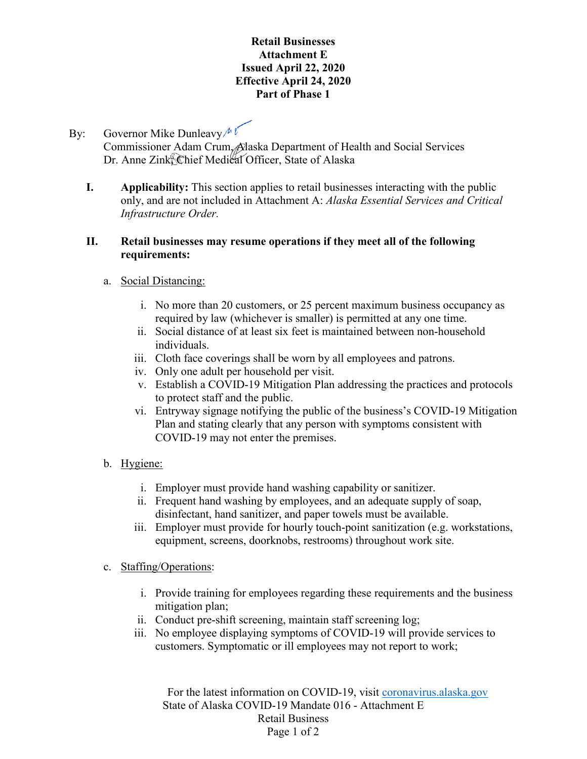**Retail Businesses**
**Attachment E**
**Issued April 22, 2020**
**Effective April 24, 2020**
**Part of Phase 1**

By: Governor Mike Dunleavy
Commissioner Adam Crum, Alaska Department of Health and Social Services
Dr. Anne Zink, Chief Medical Officer, State of Alaska

**I. Applicability:** This section applies to retail businesses interacting with the public only, and are not included in Attachment A: *Alaska Essential Services and Critical Infrastructure Order.*

**II. Retail businesses may resume operations if they meet all of the following requirements:**

a. Social Distancing:

i. No more than 20 customers, or 25 percent maximum business occupancy as required by law (whichever is smaller) is permitted at any one time.
ii. Social distance of at least six feet is maintained between non-household individuals.
iii. Cloth face coverings shall be worn by all employees and patrons.
iv. Only one adult per household per visit.
v. Establish a COVID-19 Mitigation Plan addressing the practices and protocols to protect staff and the public.
vi. Entryway signage notifying the public of the business's COVID-19 Mitigation Plan and stating clearly that any person with symptoms consistent with COVID-19 may not enter the premises.

b. Hygiene:

i. Employer must provide hand washing capability or sanitizer.
ii. Frequent hand washing by employees, and an adequate supply of soap, disinfectant, hand sanitizer, and paper towels must be available.
iii. Employer must provide for hourly touch-point sanitization (e.g. workstations, equipment, screens, doorknobs, restrooms) throughout work site.

c. Staffing/Operations:

i. Provide training for employees regarding these requirements and the business mitigation plan;
ii. Conduct pre-shift screening, maintain staff screening log;
iii. No employee displaying symptoms of COVID-19 will provide services to customers. Symptomatic or ill employees may not report to work;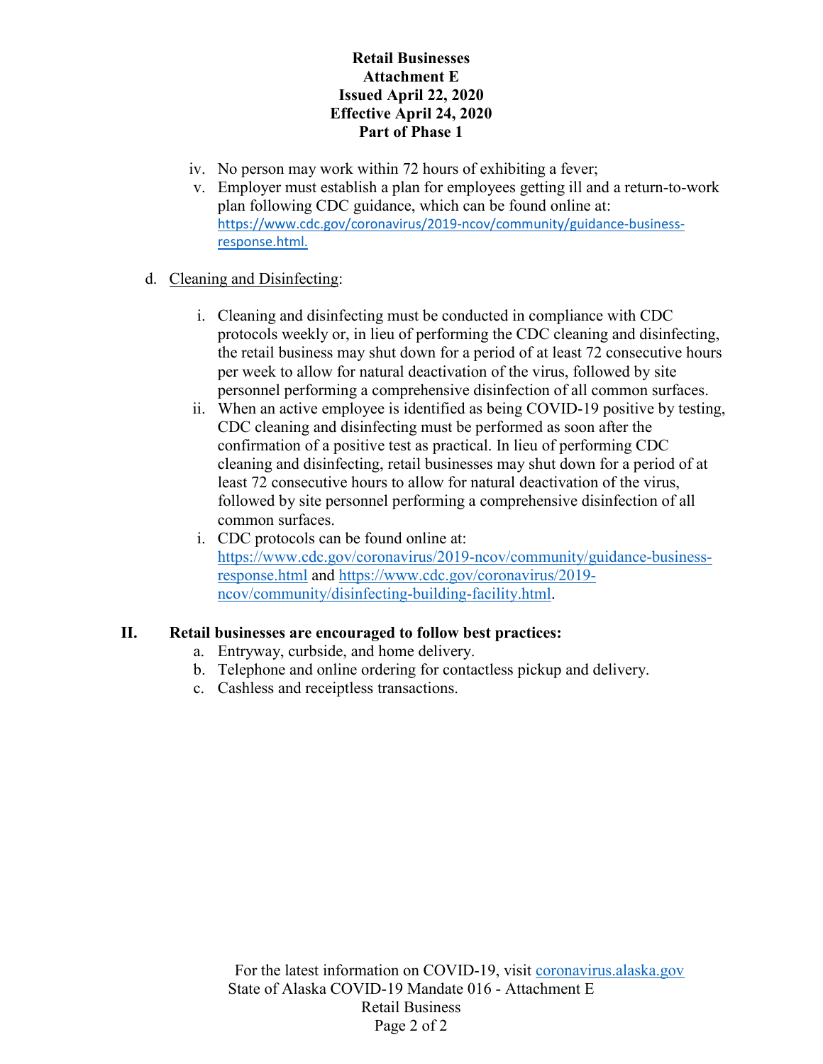**Retail Businesses**
**Attachment E**
**Issued April 22, 2020**
**Effective April 24, 2020**
**Part of Phase 1**

- iv. No person may work within 72 hours of exhibiting a fever;
- v. Employer must establish a plan for employees getting ill and a return-to-work plan following CDC guidance, which can be found online at: https://www.cdc.gov/coronavirus/2019-ncov/community/guidance-business-response.html.

d. Cleaning and Disinfecting:

- i. Cleaning and disinfecting must be conducted in compliance with CDC protocols weekly or, in lieu of performing the CDC cleaning and disinfecting, the retail business may shut down for a period of at least 72 consecutive hours per week to allow for natural deactivation of the virus, followed by site personnel performing a comprehensive disinfection of all common surfaces.
- ii. When an active employee is identified as being COVID-19 positive by testing, CDC cleaning and disinfecting must be performed as soon after the confirmation of a positive test as practical. In lieu of performing CDC cleaning and disinfecting, retail businesses may shut down for a period of at least 72 consecutive hours to allow for natural deactivation of the virus, followed by site personnel performing a comprehensive disinfection of all common surfaces.
- i. CDC protocols can be found online at: https://www.cdc.gov/coronavirus/2019-ncov/community/guidance-business-response.html and https://www.cdc.gov/coronavirus/2019-ncov/community/disinfecting-building-facility.html.

**II. Retail businesses are encouraged to follow best practices:**

- a. Entryway, curbside, and home delivery.
- b. Telephone and online ordering for contactless pickup and delivery.
- c. Cashless and receiptless transactions.

For the latest information on COVID-19, visit coronavirus.alaska.gov
State of Alaska COVID-19 Mandate 016 - Attachment E
Retail Business